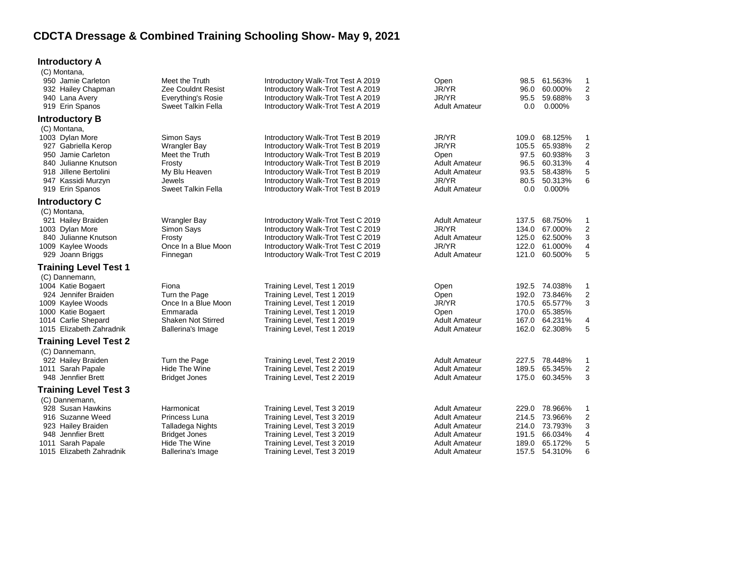# CDCTA Dressage & Combined Training Schooling Show- May 9, 2021

## Introductory A

(C) Montana,

| No. | Rider | Horse | Test | Division | Score | Percent | Place |
|---|---|---|---|---|---|---|---|
| 950 | Jamie Carleton | Meet the Truth | Introductory Walk-Trot Test A 2019 | Open | 98.5 | 61.563% | 1 |
| 932 | Hailey Chapman | Zee Couldnt Resist | Introductory Walk-Trot Test A 2019 | JR/YR | 96.0 | 60.000% | 2 |
| 940 | Lana Avery | Everything's Rosie | Introductory Walk-Trot Test A 2019 | JR/YR | 95.5 | 59.688% | 3 |
| 919 | Erin Spanos | Sweet Talkin Fella | Introductory Walk-Trot Test A 2019 | Adult Amateur | 0.0 | 0.000% | |

## Introductory B

(C) Montana,

| No. | Rider | Horse | Test | Division | Score | Percent | Place |
|---|---|---|---|---|---|---|---|
| 1003 | Dylan More | Simon Says | Introductory Walk-Trot Test B 2019 | JR/YR | 109.0 | 68.125% | 1 |
| 927 | Gabriella Kerop | Wrangler Bay | Introductory Walk-Trot Test B 2019 | JR/YR | 105.5 | 65.938% | 2 |
| 950 | Jamie Carleton | Meet the Truth | Introductory Walk-Trot Test B 2019 | Open | 97.5 | 60.938% | 3 |
| 840 | Julianne Knutson | Frosty | Introductory Walk-Trot Test B 2019 | Adult Amateur | 96.5 | 60.313% | 4 |
| 918 | Jillene Bertolini | My Blu Heaven | Introductory Walk-Trot Test B 2019 | Adult Amateur | 93.5 | 58.438% | 5 |
| 947 | Kassidi Murzyn | Jewels | Introductory Walk-Trot Test B 2019 | JR/YR | 80.5 | 50.313% | 6 |
| 919 | Erin Spanos | Sweet Talkin Fella | Introductory Walk-Trot Test B 2019 | Adult Amateur | 0.0 | 0.000% | |

## Introductory C

(C) Montana,

| No. | Rider | Horse | Test | Division | Score | Percent | Place |
|---|---|---|---|---|---|---|---|
| 921 | Hailey Braiden | Wrangler Bay | Introductory Walk-Trot Test C 2019 | Adult Amateur | 137.5 | 68.750% | 1 |
| 1003 | Dylan More | Simon Says | Introductory Walk-Trot Test C 2019 | JR/YR | 134.0 | 67.000% | 2 |
| 840 | Julianne Knutson | Frosty | Introductory Walk-Trot Test C 2019 | Adult Amateur | 125.0 | 62.500% | 3 |
| 1009 | Kaylee Woods | Once In a Blue Moon | Introductory Walk-Trot Test C 2019 | JR/YR | 122.0 | 61.000% | 4 |
| 929 | Joann Briggs | Finnegan | Introductory Walk-Trot Test C 2019 | Adult Amateur | 121.0 | 60.500% | 5 |

## Training Level Test 1

(C) Dannemann,

| No. | Rider | Horse | Test | Division | Score | Percent | Place |
|---|---|---|---|---|---|---|---|
| 1004 | Katie Bogaert | Fiona | Training Level, Test 1 2019 | Open | 192.5 | 74.038% | 1 |
| 924 | Jennifer Braiden | Turn the Page | Training Level, Test 1 2019 | Open | 192.0 | 73.846% | 2 |
| 1009 | Kaylee Woods | Once In a Blue Moon | Training Level, Test 1 2019 | JR/YR | 170.5 | 65.577% | 3 |
| 1000 | Katie Bogaert | Emmarada | Training Level, Test 1 2019 | Open | 170.0 | 65.385% | |
| 1014 | Carlie Shepard | Shaken Not Stirred | Training Level, Test 1 2019 | Adult Amateur | 167.0 | 64.231% | 4 |
| 1015 | Elizabeth Zahradnik | Ballerina's Image | Training Level, Test 1 2019 | Adult Amateur | 162.0 | 62.308% | 5 |

## Training Level Test 2

(C) Dannemann,

| No. | Rider | Horse | Test | Division | Score | Percent | Place |
|---|---|---|---|---|---|---|---|
| 922 | Hailey Braiden | Turn the Page | Training Level, Test 2 2019 | Adult Amateur | 227.5 | 78.448% | 1 |
| 1011 | Sarah Papale | Hide The Wine | Training Level, Test 2 2019 | Adult Amateur | 189.5 | 65.345% | 2 |
| 948 | Jennfier Brett | Bridget Jones | Training Level, Test 2 2019 | Adult Amateur | 175.0 | 60.345% | 3 |

## Training Level Test 3

(C) Dannemann,

| No. | Rider | Horse | Test | Division | Score | Percent | Place |
|---|---|---|---|---|---|---|---|
| 928 | Susan Hawkins | Harmonicat | Training Level, Test 3 2019 | Adult Amateur | 229.0 | 78.966% | 1 |
| 916 | Suzanne Weed | Princess Luna | Training Level, Test 3 2019 | Adult Amateur | 214.5 | 73.966% | 2 |
| 923 | Hailey Braiden | Talladega Nights | Training Level, Test 3 2019 | Adult Amateur | 214.0 | 73.793% | 3 |
| 948 | Jennfier Brett | Bridget Jones | Training Level, Test 3 2019 | Adult Amateur | 191.5 | 66.034% | 4 |
| 1011 | Sarah Papale | Hide The Wine | Training Level, Test 3 2019 | Adult Amateur | 189.0 | 65.172% | 5 |
| 1015 | Elizabeth Zahradnik | Ballerina's Image | Training Level, Test 3 2019 | Adult Amateur | 157.5 | 54.310% | 6 |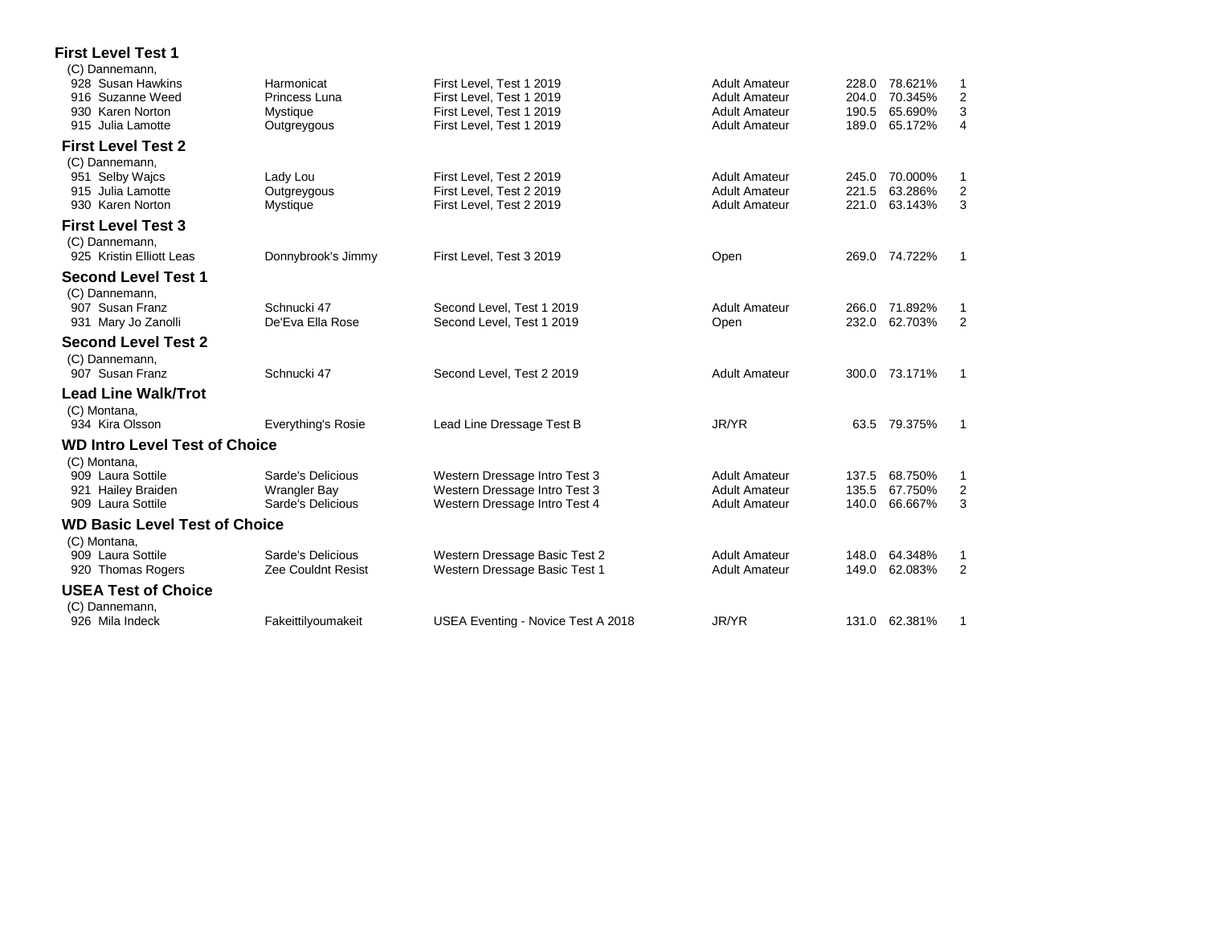## First Level Test 1

(C) Dannemann,

| | | | | | | |
|---|---|---|---|---|---|---|
| 928 Susan Hawkins | Harmonicat | First Level, Test 1 2019 | Adult Amateur | 228.0 | 78.621% | 1 |
| 916 Suzanne Weed | Princess Luna | First Level, Test 1 2019 | Adult Amateur | 204.0 | 70.345% | 2 |
| 930 Karen Norton | Mystique | First Level, Test 1 2019 | Adult Amateur | 190.5 | 65.690% | 3 |
| 915 Julia Lamotte | Outgreygous | First Level, Test 1 2019 | Adult Amateur | 189.0 | 65.172% | 4 |

## First Level Test 2

(C) Dannemann,

| | | | | | | |
|---|---|---|---|---|---|---|
| 951 Selby Wajcs | Lady Lou | First Level, Test 2 2019 | Adult Amateur | 245.0 | 70.000% | 1 |
| 915 Julia Lamotte | Outgreygous | First Level, Test 2 2019 | Adult Amateur | 221.5 | 63.286% | 2 |
| 930 Karen Norton | Mystique | First Level, Test 2 2019 | Adult Amateur | 221.0 | 63.143% | 3 |

## First Level Test 3

(C) Dannemann,

| | | | | | | |
|---|---|---|---|---|---|---|
| 925 Kristin Elliott Leas | Donnybrook's Jimmy | First Level, Test 3 2019 | Open | 269.0 | 74.722% | 1 |

## Second Level Test 1

(C) Dannemann,

| | | | | | | |
|---|---|---|---|---|---|---|
| 907 Susan Franz | Schnucki 47 | Second Level, Test 1 2019 | Adult Amateur | 266.0 | 71.892% | 1 |
| 931 Mary Jo Zanolli | De'Eva Ella Rose | Second Level, Test 1 2019 | Open | 232.0 | 62.703% | 2 |

## Second Level Test 2

(C) Dannemann,

| | | | | | | |
|---|---|---|---|---|---|---|
| 907 Susan Franz | Schnucki 47 | Second Level, Test 2 2019 | Adult Amateur | 300.0 | 73.171% | 1 |

## Lead Line Walk/Trot

(C) Montana,

| | | | | | | |
|---|---|---|---|---|---|---|
| 934 Kira Olsson | Everything's Rosie | Lead Line Dressage Test B | JR/YR | 63.5 | 79.375% | 1 |

## WD Intro Level Test of Choice

(C) Montana,

| | | | | | | |
|---|---|---|---|---|---|---|
| 909 Laura Sottile | Sarde's Delicious | Western Dressage Intro Test 3 | Adult Amateur | 137.5 | 68.750% | 1 |
| 921 Hailey Braiden | Wrangler Bay | Western Dressage Intro Test 3 | Adult Amateur | 135.5 | 67.750% | 2 |
| 909 Laura Sottile | Sarde's Delicious | Western Dressage Intro Test 4 | Adult Amateur | 140.0 | 66.667% | 3 |

## WD Basic Level Test of Choice

(C) Montana,

| | | | | | | |
|---|---|---|---|---|---|---|
| 909 Laura Sottile | Sarde's Delicious | Western Dressage Basic Test 2 | Adult Amateur | 148.0 | 64.348% | 1 |
| 920 Thomas Rogers | Zee Couldnt Resist | Western Dressage Basic Test 1 | Adult Amateur | 149.0 | 62.083% | 2 |

## USEA Test of Choice

(C) Dannemann,

| | | | | | | |
|---|---|---|---|---|---|---|
| 926 Mila Indeck | Fakeittilyoumakeit | USEA Eventing - Novice Test A 2018 | JR/YR | 131.0 | 62.381% | 1 |